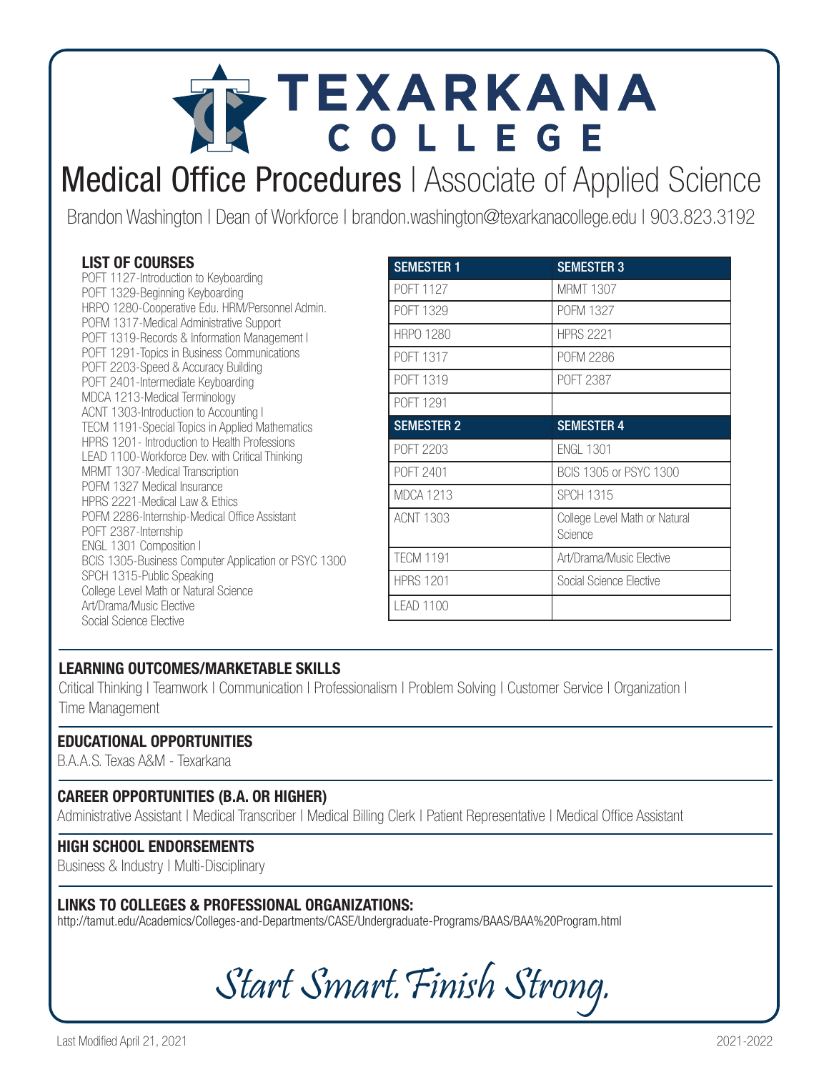# TEXARKANA COLLEGE

## Medical Office Procedures | Associate of Applied Science

Brandon Washington | Dean of Workforce | brandon.washington@texarkanacollege.edu | 903.823.3192

### LIST OF COURSES

POFT 1127-Introduction to Keyboarding
POFT 1329-Beginning Keyboarding
HRPO 1280-Cooperative Edu. HRM/Personnel Admin.
POFM 1317-Medical Administrative Support
POFT 1319-Records & Information Management I
POFT 1291-Topics in Business Communications
POFT 2203-Speed & Accuracy Building
POFT 2401-Intermediate Keyboarding
MDCA 1213-Medical Terminology
ACNT 1303-Introduction to Accounting I
TECM 1191-Special Topics in Applied Mathematics
HPRS 1201- Introduction to Health Professions
LEAD 1100-Workforce Dev. with Critical Thinking
MRMT 1307-Medical Transcription
POFM 1327 Medical Insurance
HPRS 2221-Medical Law & Ethics
POFM 2286-Internship-Medical Office Assistant
POFT 2387-Internship
ENGL 1301 Composition I
BCIS 1305-Business Computer Application or PSYC 1300
SPCH 1315-Public Speaking
College Level Math or Natural Science
Art/Drama/Music Elective
Social Science Elective

| SEMESTER 1 | SEMESTER 3 |
|---|---|
| POFT 1127 | MRMT 1307 |
| POFT 1329 | POFM 1327 |
| HRPO 1280 | HPRS 2221 |
| POFT 1317 | POFM 2286 |
| POFT 1319 | POFT 2387 |
| POFT 1291 | |
| **SEMESTER 2** | **SEMESTER 4** |
| POFT 2203 | ENGL 1301 |
| POFT 2401 | BCIS 1305 or PSYC 1300 |
| MDCA 1213 | SPCH 1315 |
| ACNT 1303 | College Level Math or Natural Science |
| TECM 1191 | Art/Drama/Music Elective |
| HPRS 1201 | Social Science Elective |
| LEAD 1100 | |

### LEARNING OUTCOMES/MARKETABLE SKILLS

Critical Thinking | Teamwork | Communication | Professionalism | Problem Solving | Customer Service | Organization | Time Management

### EDUCATIONAL OPPORTUNITIES

B.A.A.S. Texas A&M - Texarkana

### CAREER OPPORTUNITIES (B.A. OR HIGHER)

Administrative Assistant | Medical Transcriber | Medical Billing Clerk | Patient Representative | Medical Office Assistant

### HIGH SCHOOL ENDORSEMENTS

Business & Industry | Multi-Disciplinary

### LINKS TO COLLEGES & PROFESSIONAL ORGANIZATIONS:

http://tamut.edu/Academics/Colleges-and-Departments/CASE/Undergraduate-Programs/BAAS/BAA%20Program.html

*Start Smart. Finish Strong.*

Last Modified April 21, 2021

2021-2022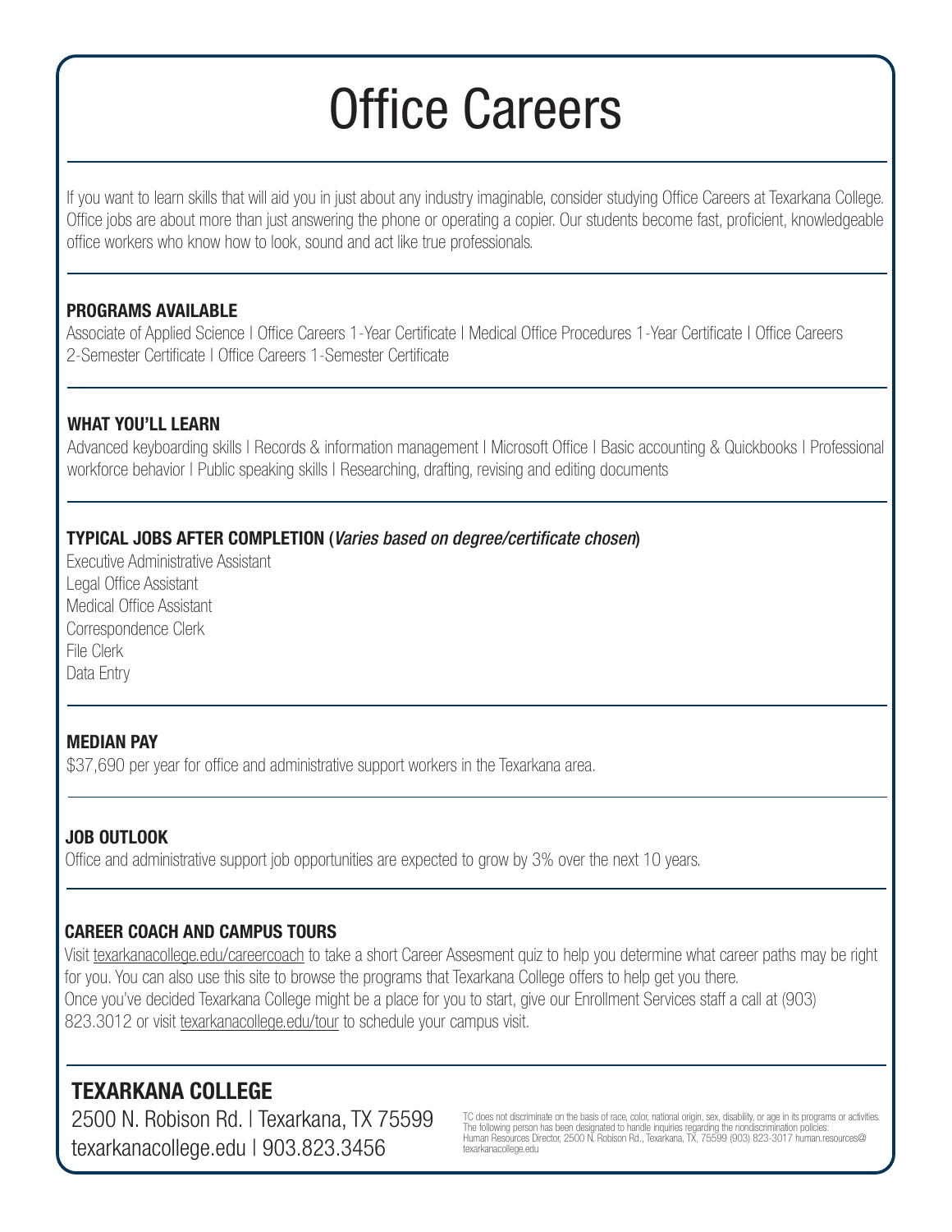# Office Careers

If you want to learn skills that will aid you in just about any industry imaginable, consider studying Office Careers at Texarkana College. Office jobs are about more than just answering the phone or operating a copier. Our students become fast, proficient, knowledgeable office workers who know how to look, sound and act like true professionals.

## PROGRAMS AVAILABLE

Associate of Applied Science | Office Careers 1-Year Certificate | Medical Office Procedures 1-Year Certificate | Office Careers 2-Semester Certificate | Office Careers 1-Semester Certificate

## WHAT YOU'LL LEARN

Advanced keyboarding skills | Records & information management | Microsoft Office | Basic accounting & Quickbooks | Professional workforce behavior | Public speaking skills | Researching, drafting, revising and editing documents

## TYPICAL JOBS AFTER COMPLETION (*Varies based on degree/certificate chosen*)

Executive Administrative Assistant
Legal Office Assistant
Medical Office Assistant
Correspondence Clerk
File Clerk
Data Entry

## MEDIAN PAY

$37,690 per year for office and administrative support workers in the Texarkana area.

## JOB OUTLOOK

Office and administrative support job opportunities are expected to grow by 3% over the next 10 years.

## CAREER COACH AND CAMPUS TOURS

Visit texarkanacollege.edu/careercoach to take a short Career Assesment quiz to help you determine what career paths may be right for you. You can also use this site to browse the programs that Texarkana College offers to help get you there.
Once you've decided Texarkana College might be a place for you to start, give our Enrollment Services staff a call at (903) 823.3012 or visit texarkanacollege.edu/tour to schedule your campus visit.

## TEXARKANA COLLEGE

2500 N. Robison Rd. | Texarkana, TX 75599
texarkanacollege.edu | 903.823.3456

TC does not discriminate on the basis of race, color, national origin, sex, disability, or age in its programs or activities. The following person has been designated to handle inquiries regarding the nondiscrimination policies: Human Resources Director, 2500 N. Robison Rd., Texarkana, TX, 75599 (903) 823-3017 human.resources@texarkanacollege.edu